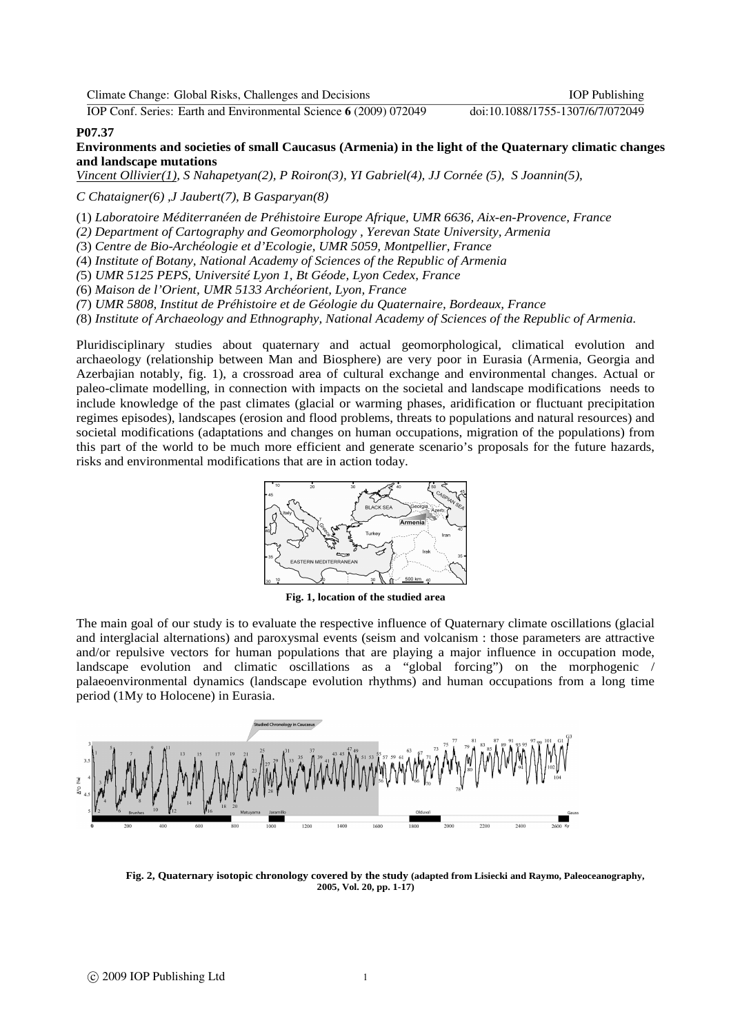**P07.37**

## Environments and societies of small Caucasus (Armenia) in the light of the Quaternary climatic changes and landscape mutations

*Vincent Ollivier(1), S Nahapetyan(2), P Roiron(3), YI Gabriel(4), JJ Cornée (5), S Joannin(5),*

*C Chataigner(6) ,J Jaubert(7), B Gasparyan(8)*

(1) *Laboratoire Méditerranéen de Préhistoire Europe Afrique, UMR 6636, Aix-en-Provence, France*

*(2) Department of Cartography and Geomorphology , Yerevan State University, Armenia*

*(3) Centre de Bio-Archéologie et d'Ecologie, UMR 5059, Montpellier, France*

*(4) Institute of Botany, National Academy of Sciences of the Republic of Armenia*

*(5) UMR 5125 PEPS, Université Lyon 1, Bt Géode, Lyon Cedex, France*

*(6) Maison de l'Orient, UMR 5133 Archéorient, Lyon, France*

*(7) UMR 5808, Institut de Préhistoire et de Géologie du Quaternaire, Bordeaux, France*

*(8) Institute of Archaeology and Ethnography, National Academy of Sciences of the Republic of Armenia.*

Pluridisciplinary studies about quaternary and actual geomorphological, climatical evolution and archaeology (relationship between Man and Biosphere) are very poor in Eurasia (Armenia, Georgia and Azerbajian notably, fig. 1), a crossroad area of cultural exchange and environmental changes. Actual or paleo-climate modelling, in connection with impacts on the societal and landscape modifications needs to include knowledge of the past climates (glacial or warming phases, aridification or fluctuant precipitation regimes episodes), landscapes (erosion and flood problems, threats to populations and natural resources) and societal modifications (adaptations and changes on human occupations, migration of the populations) from this part of the world to be much more efficient and generate scenario's proposals for the future hazards, risks and environmental modifications that are in action today.

**Fig. 1, location of the studied area**

The main goal of our study is to evaluate the respective influence of Quaternary climate oscillations (glacial and interglacial alternations) and paroxysmal events (seism and volcanism : those parameters are attractive and/or repulsive vectors for human populations that are playing a major influence in occupation mode, landscape evolution and climatic oscillations as a "global forcing") on the morphogenic / palaeoenvironmental dynamics (landscape evolution rhythms) and human occupations from a long time period (1My to Holocene) in Eurasia.

**Fig. 2, Quaternary isotopic chronology covered by the study (adapted from Lisiecki and Raymo, Paleoceanography, 2005, Vol. 20, pp. 1-17)**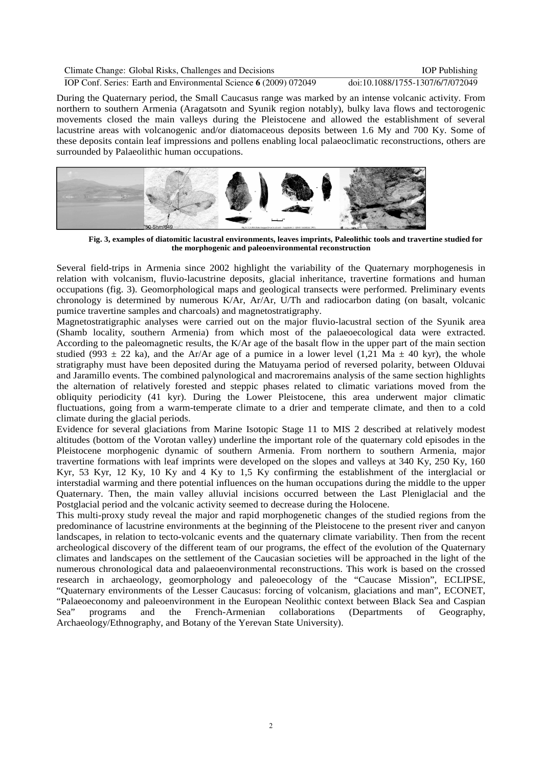During the Quaternary period, the Small Caucasus range was marked by an intense volcanic activity. From northern to southern Armenia (Aragatsotn and Syunik region notably), bulky lava flows and tectorogenic movements closed the main valleys during the Pleistocene and allowed the establishment of several lacustrine areas with volcanogenic and/or diatomaceous deposits between 1.6 My and 700 Ky. Some of these deposits contain leaf impressions and pollens enabling local palaeoclimatic reconstructions, others are surrounded by Palaeolithic human occupations.

**Fig. 3, examples of diatomitic lacustral environments, leaves imprints, Paleolithic tools and travertine studied for the morphogenic and paleoenvironmental reconstruction**

Several field-trips in Armenia since 2002 highlight the variability of the Quaternary morphogenesis in relation with volcanism, fluvio-lacustrine deposits, glacial inheritance, travertine formations and human occupations (fig. 3). Geomorphological maps and geological transects were performed. Preliminary events chronology is determined by numerous K/Ar, Ar/Ar, U/Th and radiocarbon dating (on basalt, volcanic pumice travertine samples and charcoals) and magnetostratigraphy.

Magnetostratigraphic analyses were carried out on the major fluvio-lacustral section of the Syunik area (Shamb locality, southern Armenia) from which most of the palaeoecological data were extracted. According to the paleomagnetic results, the K/Ar age of the basalt flow in the upper part of the main section studied (993 ± 22 ka), and the Ar/Ar age of a pumice in a lower level (1,21 Ma ± 40 kyr), the whole stratigraphy must have been deposited during the Matuyama period of reversed polarity, between Olduvai and Jaramillo events. The combined palynological and macroremains analysis of the same section highlights the alternation of relatively forested and steppic phases related to climatic variations moved from the obliquity periodicity (41 kyr). During the Lower Pleistocene, this area underwent major climatic fluctuations, going from a warm-temperate climate to a drier and temperate climate, and then to a cold climate during the glacial periods.

Evidence for several glaciations from Marine Isotopic Stage 11 to MIS 2 described at relatively modest altitudes (bottom of the Vorotan valley) underline the important role of the quaternary cold episodes in the Pleistocene morphogenic dynamic of southern Armenia. From northern to southern Armenia, major travertine formations with leaf imprints were developed on the slopes and valleys at 340 Ky, 250 Ky, 160 Kyr, 53 Kyr, 12 Ky, 10 Ky and 4 Ky to 1,5 Ky confirming the establishment of the interglacial or interstadial warming and there potential influences on the human occupations during the middle to the upper Quaternary. Then, the main valley alluvial incisions occurred between the Last Pleniglacial and the Postglacial period and the volcanic activity seemed to decrease during the Holocene.

This multi-proxy study reveal the major and rapid morphogenetic changes of the studied regions from the predominance of lacustrine environments at the beginning of the Pleistocene to the present river and canyon landscapes, in relation to tecto-volcanic events and the quaternary climate variability. Then from the recent archeological discovery of the different team of our programs, the effect of the evolution of the Quaternary climates and landscapes on the settlement of the Caucasian societies will be approached in the light of the numerous chronological data and palaeoenvironmental reconstructions. This work is based on the crossed research in archaeology, geomorphology and paleoecology of the "Caucase Mission", ECLIPSE, "Quaternary environments of the Lesser Caucasus: forcing of volcanism, glaciations and man", ECONET, "Palaeoeconomy and paleoenvironment in the European Neolithic context between Black Sea and Caspian Sea" programs and the French-Armenian collaborations (Departments of Geography, Archaeology/Ethnography, and Botany of the Yerevan State University).